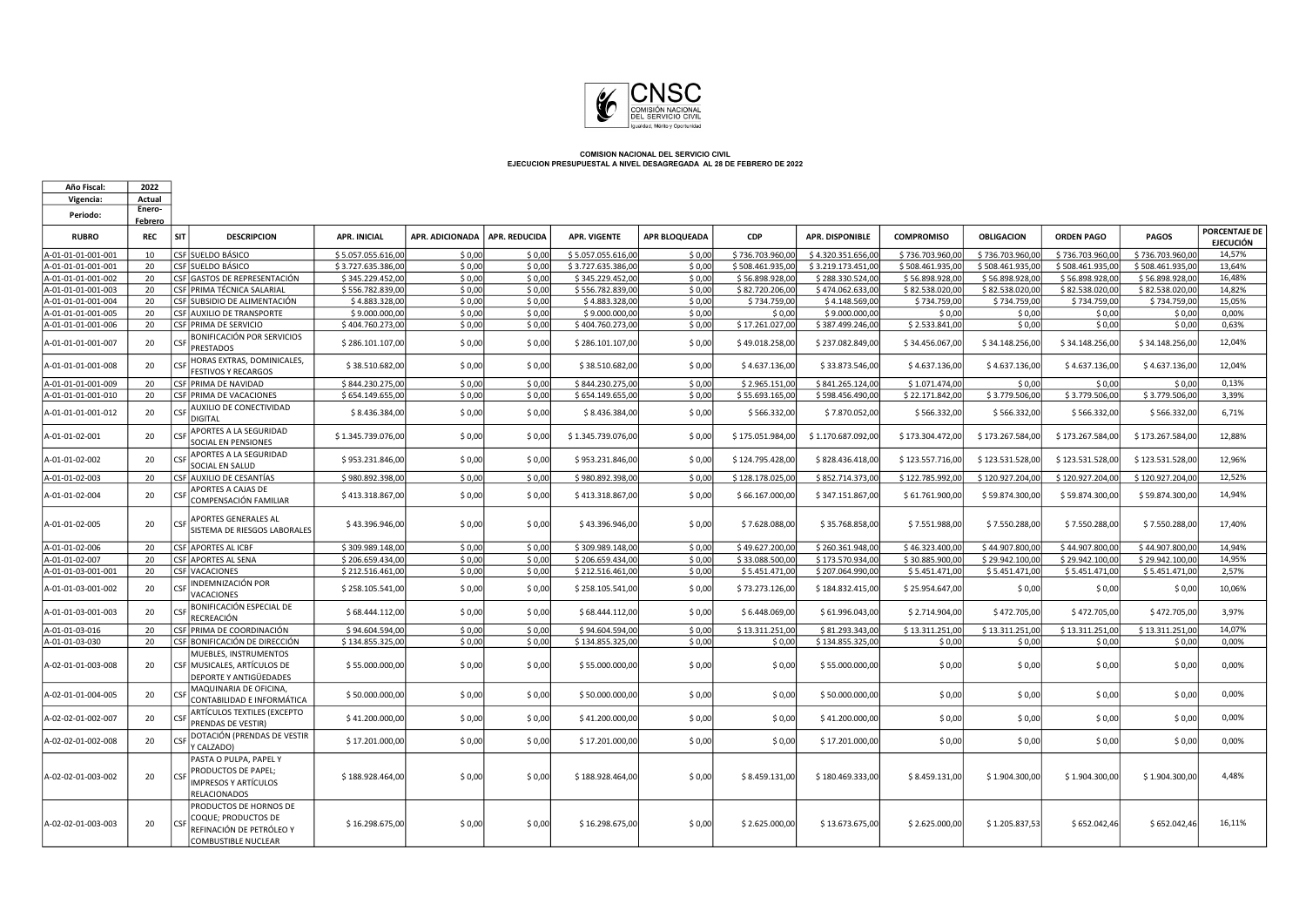**COMISION NACIONAL DEL SERVICIO CIVIL**
**EJECUCION PRESUPUESTAL A NIVEL DESAGREGADA AL 28 DE FEBRERO DE 2022**

| Año Fiscal: | 2022 |
|---|---|
| Vigencia: | Actual |
| Periodo: | Enero-Febrero |

| RUBRO | REC | SIT | DESCRIPCION | APR. INICIAL | APR. ADICIONADA | APR. REDUCIDA | APR. VIGENTE | APR BLOQUEADA | CDP | APR. DISPONIBLE | COMPROMISO | OBLIGACION | ORDEN PAGO | PAGOS | PORCENTAJE DE EJECUCIÓN |
|---|---|---|---|---|---|---|---|---|---|---|---|---|---|---|---|
| A-01-01-01-001-001 | 10 | CSF | SUELDO BÁSICO | $ 5.057.055.616,00 | $ 0,00 | $ 0,00 | $ 5.057.055.616,00 | $ 0,00 | $ 736.703.960,00 | $ 4.320.351.656,00 | $ 736.703.960,00 | $ 736.703.960,00 | $ 736.703.960,00 | $ 736.703.960,00 | 14,57% |
| A-01-01-01-001-001 | 20 | CSF | SUELDO BÁSICO | $ 3.727.635.386,00 | $ 0,00 | $ 0,00 | $ 3.727.635.386,00 | $ 0,00 | $ 508.461.935,00 | $ 3.219.173.451,00 | $ 508.461.935,00 | $ 508.461.935,00 | $ 508.461.935,00 | $ 508.461.935,00 | 13,64% |
| A-01-01-01-001-002 | 20 | CSF | GASTOS DE REPRESENTACIÓN | $ 345.229.452,00 | $ 0,00 | $ 0,00 | $ 345.229.452,00 | $ 0,00 | $ 56.898.928,00 | $ 288.330.524,00 | $ 56.898.928,00 | $ 56.898.928,00 | $ 56.898.928,00 | $ 56.898.928,00 | 16,48% |
| A-01-01-01-001-003 | 20 | CSF | PRIMA TÉCNICA SALARIAL | $ 556.782.839,00 | $ 0,00 | $ 0,00 | $ 556.782.839,00 | $ 0,00 | $ 82.720.206,00 | $ 474.062.633,00 | $ 82.538.020,00 | $ 82.538.020,00 | $ 82.538.020,00 | $ 82.538.020,00 | 14,82% |
| A-01-01-01-001-004 | 20 | CSF | SUBSIDIO DE ALIMENTACIÓN | $ 4.883.328,00 | $ 0,00 | $ 0,00 | $ 4.883.328,00 | $ 0,00 | $ 734.759,00 | $ 4.148.569,00 | $ 734.759,00 | $ 734.759,00 | $ 734.759,00 | $ 734.759,00 | 15,05% |
| A-01-01-01-001-005 | 20 | CSF | AUXILIO DE TRANSPORTE | $ 9.000.000,00 | $ 0,00 | $ 0,00 | $ 9.000.000,00 | $ 0,00 | $ 0,00 | $ 9.000.000,00 | $ 0,00 | $ 0,00 | $ 0,00 | $ 0,00 | 0,00% |
| A-01-01-01-001-006 | 20 | CSF | PRIMA DE SERVICIO | $ 404.760.273,00 | $ 0,00 | $ 0,00 | $ 404.760.273,00 | $ 0,00 | $ 17.261.027,00 | $ 387.499.246,00 | $ 2.533.841,00 | $ 0,00 | $ 0,00 | $ 0,00 | 0,63% |
| A-01-01-01-001-007 | 20 | CSF | BONIFICACIÓN POR SERVICIOS PRESTADOS | $ 286.101.107,00 | $ 0,00 | $ 0,00 | $ 286.101.107,00 | $ 0,00 | $ 49.018.258,00 | $ 237.082.849,00 | $ 34.456.067,00 | $ 34.148.256,00 | $ 34.148.256,00 | $ 34.148.256,00 | 12,04% |
| A-01-01-01-001-008 | 20 | CSF | HORAS EXTRAS, DOMINICALES, FESTIVOS Y RECARGOS | $ 38.510.682,00 | $ 0,00 | $ 0,00 | $ 38.510.682,00 | $ 0,00 | $ 4.637.136,00 | $ 33.873.546,00 | $ 4.637.136,00 | $ 4.637.136,00 | $ 4.637.136,00 | $ 4.637.136,00 | 12,04% |
| A-01-01-01-001-009 | 20 | CSF | PRIMA DE NAVIDAD | $ 844.230.275,00 | $ 0,00 | $ 0,00 | $ 844.230.275,00 | $ 0,00 | $ 2.965.151,00 | $ 841.265.124,00 | $ 1.071.474,00 | $ 0,00 | $ 0,00 | $ 0,00 | 0,13% |
| A-01-01-01-001-010 | 20 | CSF | PRIMA DE VACACIONES | $ 654.149.655,00 | $ 0,00 | $ 0,00 | $ 654.149.655,00 | $ 0,00 | $ 55.693.165,00 | $ 598.456.490,00 | $ 22.171.842,00 | $ 3.779.506,00 | $ 3.779.506,00 | $ 3.779.506,00 | 3,39% |
| A-01-01-01-001-012 | 20 | CSF | AUXILIO DE CONECTIVIDAD DIGITAL | $ 8.436.384,00 | $ 0,00 | $ 0,00 | $ 8.436.384,00 | $ 0,00 | $ 566.332,00 | $ 7.870.052,00 | $ 566.332,00 | $ 566.332,00 | $ 566.332,00 | $ 566.332,00 | 6,71% |
| A-01-01-02-001 | 20 | CSF | APORTES A LA SEGURIDAD SOCIAL EN PENSIONES | $ 1.345.739.076,00 | $ 0,00 | $ 0,00 | $ 1.345.739.076,00 | $ 0,00 | $ 175.051.984,00 | $ 1.170.687.092,00 | $ 173.304.472,00 | $ 173.267.584,00 | $ 173.267.584,00 | $ 173.267.584,00 | 12,88% |
| A-01-01-02-002 | 20 | CSF | APORTES A LA SEGURIDAD SOCIAL EN SALUD | $ 953.231.846,00 | $ 0,00 | $ 0,00 | $ 953.231.846,00 | $ 0,00 | $ 124.795.428,00 | $ 828.436.418,00 | $ 123.557.716,00 | $ 123.531.528,00 | $ 123.531.528,00 | $ 123.531.528,00 | 12,96% |
| A-01-01-02-003 | 20 | CSF | AUXILIO DE CESANTÍAS | $ 980.892.398,00 | $ 0,00 | $ 0,00 | $ 980.892.398,00 | $ 0,00 | $ 128.178.025,00 | $ 852.714.373,00 | $ 122.785.992,00 | $ 120.927.204,00 | $ 120.927.204,00 | $ 120.927.204,00 | 12,52% |
| A-01-01-02-004 | 20 | CSF | APORTES A CAJAS DE COMPENSACIÓN FAMILIAR | $ 413.318.867,00 | $ 0,00 | $ 0,00 | $ 413.318.867,00 | $ 0,00 | $ 66.167.000,00 | $ 347.151.867,00 | $ 61.761.900,00 | $ 59.874.300,00 | $ 59.874.300,00 | $ 59.874.300,00 | 14,94% |
| A-01-01-02-005 | 20 | CSF | APORTES GENERALES AL SISTEMA DE RIESGOS LABORALES | $ 43.396.946,00 | $ 0,00 | $ 0,00 | $ 43.396.946,00 | $ 0,00 | $ 7.628.088,00 | $ 35.768.858,00 | $ 7.551.988,00 | $ 7.550.288,00 | $ 7.550.288,00 | $ 7.550.288,00 | 17,40% |
| A-01-01-02-006 | 20 | CSF | APORTES AL ICBF | $ 309.989.148,00 | $ 0,00 | $ 0,00 | $ 309.989.148,00 | $ 0,00 | $ 49.627.200,00 | $ 260.361.948,00 | $ 46.323.400,00 | $ 44.907.800,00 | $ 44.907.800,00 | $ 44.907.800,00 | 14,94% |
| A-01-01-02-007 | 20 | CSF | APORTES AL SENA | $ 206.659.434,00 | $ 0,00 | $ 0,00 | $ 206.659.434,00 | $ 0,00 | $ 33.088.500,00 | $ 173.570.934,00 | $ 30.885.900,00 | $ 29.942.100,00 | $ 29.942.100,00 | $ 29.942.100,00 | 14,95% |
| A-01-01-03-001-001 | 20 | CSF | VACACIONES | $ 212.516.461,00 | $ 0,00 | $ 0,00 | $ 212.516.461,00 | $ 0,00 | $ 5.451.471,00 | $ 207.064.990,00 | $ 5.451.471,00 | $ 5.451.471,00 | $ 5.451.471,00 | $ 5.451.471,00 | 2,57% |
| A-01-01-03-001-002 | 20 | CSF | INDEMNIZACIÓN POR VACACIONES | $ 258.105.541,00 | $ 0,00 | $ 0,00 | $ 258.105.541,00 | $ 0,00 | $ 73.273.126,00 | $ 184.832.415,00 | $ 25.954.647,00 | $ 0,00 | $ 0,00 | $ 0,00 | 10,06% |
| A-01-01-03-001-003 | 20 | CSF | BONIFICACIÓN ESPECIAL DE RECREACIÓN | $ 68.444.112,00 | $ 0,00 | $ 0,00 | $ 68.444.112,00 | $ 0,00 | $ 6.448.069,00 | $ 61.996.043,00 | $ 2.714.904,00 | $ 472.705,00 | $ 472.705,00 | $ 472.705,00 | 3,97% |
| A-01-01-03-016 | 20 | CSF | PRIMA DE COORDINACIÓN | $ 94.604.594,00 | $ 0,00 | $ 0,00 | $ 94.604.594,00 | $ 0,00 | $ 13.311.251,00 | $ 81.293.343,00 | $ 13.311.251,00 | $ 13.311.251,00 | $ 13.311.251,00 | $ 13.311.251,00 | 14,07% |
| A-01-01-03-030 | 20 | CSF | BONIFICACIÓN DE DIRECCIÓN | $ 134.855.325,00 | $ 0,00 | $ 0,00 | $ 134.855.325,00 | $ 0,00 | $ 0,00 | $ 134.855.325,00 | $ 0,00 | $ 0,00 | $ 0,00 | $ 0,00 | 0,00% |
| A-02-01-01-003-008 | 20 | CSF | MUEBLES, INSTRUMENTOS MUSICALES, ARTÍCULOS DE DEPORTE Y ANTIGÜEDADES | $ 55.000.000,00 | $ 0,00 | $ 0,00 | $ 55.000.000,00 | $ 0,00 | $ 0,00 | $ 55.000.000,00 | $ 0,00 | $ 0,00 | $ 0,00 | $ 0,00 | 0,00% |
| A-02-01-01-004-005 | 20 | CSF | MAQUINARIA DE OFICINA, CONTABILIDAD E INFORMÁTICA | $ 50.000.000,00 | $ 0,00 | $ 0,00 | $ 50.000.000,00 | $ 0,00 | $ 0,00 | $ 50.000.000,00 | $ 0,00 | $ 0,00 | $ 0,00 | $ 0,00 | 0,00% |
| A-02-02-01-002-007 | 20 | CSF | ARTÍCULOS TEXTILES (EXCEPTO PRENDAS DE VESTIR) | $ 41.200.000,00 | $ 0,00 | $ 0,00 | $ 41.200.000,00 | $ 0,00 | $ 0,00 | $ 41.200.000,00 | $ 0,00 | $ 0,00 | $ 0,00 | $ 0,00 | 0,00% |
| A-02-02-01-002-008 | 20 | CSF | DOTACIÓN (PRENDAS DE VESTIR Y CALZADO) | $ 17.201.000,00 | $ 0,00 | $ 0,00 | $ 17.201.000,00 | $ 0,00 | $ 0,00 | $ 17.201.000,00 | $ 0,00 | $ 0,00 | $ 0,00 | $ 0,00 | 0,00% |
| A-02-02-01-003-002 | 20 | CSF | PASTA O PULPA, PAPEL Y PRODUCTOS DE PAPEL; IMPRESOS Y ARTÍCULOS RELACIONADOS | $ 188.928.464,00 | $ 0,00 | $ 0,00 | $ 188.928.464,00 | $ 0,00 | $ 8.459.131,00 | $ 180.469.333,00 | $ 8.459.131,00 | $ 1.904.300,00 | $ 1.904.300,00 | $ 1.904.300,00 | 4,48% |
| A-02-02-01-003-003 | 20 | CSF | PRODUCTOS DE HORNOS DE COQUE; PRODUCTOS DE REFINACIÓN DE PETRÓLEO Y COMBUSTIBLE NUCLEAR | $ 16.298.675,00 | $ 0,00 | $ 0,00 | $ 16.298.675,00 | $ 0,00 | $ 2.625.000,00 | $ 13.673.675,00 | $ 2.625.000,00 | $ 1.205.837,53 | $ 652.042,46 | $ 652.042,46 | 16,11% |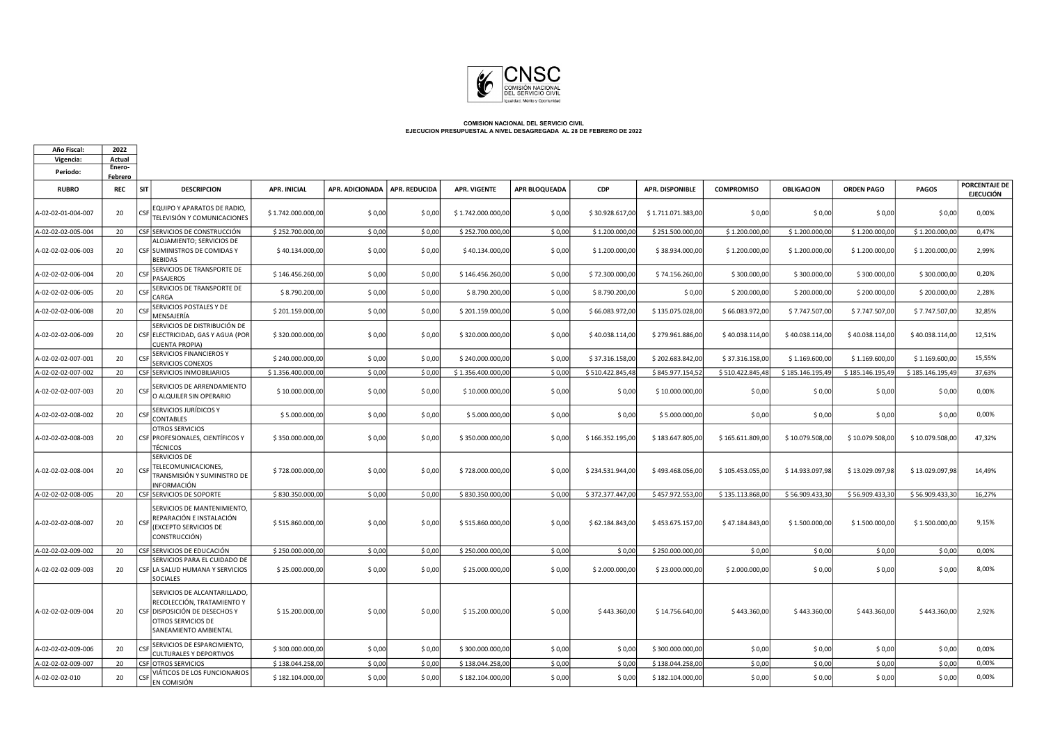**COMISION NACIONAL DEL SERVICIO CIVIL**
**EJECUCION PRESUPUESTAL A NIVEL DESAGREGADA AL 28 DE FEBRERO DE 2022**

| Año Fiscal: | 2022 |
|---|---|
| Vigencia: | Actual |
| Periodo: | Enero-Febrero |

| RUBRO | REC | SIT | DESCRIPCION | APR. INICIAL | APR. ADICIONADA | APR. REDUCIDA | APR. VIGENTE | APR BLOQUEADA | CDP | APR. DISPONIBLE | COMPROMISO | OBLIGACION | ORDEN PAGO | PAGOS | PORCENTAJE DE EJECUCIÓN |
|---|---|---|---|---|---|---|---|---|---|---|---|---|---|---|---|
| A-02-02-01-004-007 | 20 | CSF | EQUIPO Y APARATOS DE RADIO, TELEVISIÓN Y COMUNICACIONES | $ 1.742.000.000,00 | $ 0,00 | $ 0,00 | $ 1.742.000.000,00 | $ 0,00 | $ 30.928.617,00 | $ 1.711.071.383,00 | $ 0,00 | $ 0,00 | $ 0,00 | $ 0,00 | 0,00% |
| A-02-02-02-005-004 | 20 | CSF | SERVICIOS DE CONSTRUCCIÓN | $ 252.700.000,00 | $ 0,00 | $ 0,00 | $ 252.700.000,00 | $ 0,00 | $ 1.200.000,00 | $ 251.500.000,00 | $ 1.200.000,00 | $ 1.200.000,00 | $ 1.200.000,00 | $ 1.200.000,00 | 0,47% |
| A-02-02-02-006-003 | 20 | CSF | ALOJAMIENTO; SERVICIOS DE SUMINISTROS DE COMIDAS Y BEBIDAS | $ 40.134.000,00 | $ 0,00 | $ 0,00 | $ 40.134.000,00 | $ 0,00 | $ 1.200.000,00 | $ 38.934.000,00 | $ 1.200.000,00 | $ 1.200.000,00 | $ 1.200.000,00 | $ 1.200.000,00 | 2,99% |
| A-02-02-02-006-004 | 20 | CSF | SERVICIOS DE TRANSPORTE DE PASAJEROS | $ 146.456.260,00 | $ 0,00 | $ 0,00 | $ 146.456.260,00 | $ 0,00 | $ 72.300.000,00 | $ 74.156.260,00 | $ 300.000,00 | $ 300.000,00 | $ 300.000,00 | $ 300.000,00 | 0,20% |
| A-02-02-02-006-005 | 20 | CSF | SERVICIOS DE TRANSPORTE DE CARGA | $ 8.790.200,00 | $ 0,00 | $ 0,00 | $ 8.790.200,00 | $ 0,00 | $ 8.790.200,00 | $ 0,00 | $ 200.000,00 | $ 200.000,00 | $ 200.000,00 | $ 200.000,00 | 2,28% |
| A-02-02-02-006-008 | 20 | CSF | SERVICIOS POSTALES Y DE MENSAJERÍA | $ 201.159.000,00 | $ 0,00 | $ 0,00 | $ 201.159.000,00 | $ 0,00 | $ 66.083.972,00 | $ 135.075.028,00 | $ 66.083.972,00 | $ 7.747.507,00 | $ 7.747.507,00 | $ 7.747.507,00 | 32,85% |
| A-02-02-02-006-009 | 20 | CSF | SERVICIOS DE DISTRIBUCIÓN DE ELECTRICIDAD, GAS Y AGUA (POR CUENTA PROPIA) | $ 320.000.000,00 | $ 0,00 | $ 0,00 | $ 320.000.000,00 | $ 0,00 | $ 40.038.114,00 | $ 279.961.886,00 | $ 40.038.114,00 | $ 40.038.114,00 | $ 40.038.114,00 | $ 40.038.114,00 | 12,51% |
| A-02-02-02-007-001 | 20 | CSF | SERVICIOS FINANCIEROS Y SERVICIOS CONEXOS | $ 240.000.000,00 | $ 0,00 | $ 0,00 | $ 240.000.000,00 | $ 0,00 | $ 37.316.158,00 | $ 202.683.842,00 | $ 37.316.158,00 | $ 1.169.600,00 | $ 1.169.600,00 | $ 1.169.600,00 | 15,55% |
| A-02-02-02-007-002 | 20 | CSF | SERVICIOS INMOBILIARIOS | $ 1.356.400.000,00 | $ 0,00 | $ 0,00 | $ 1.356.400.000,00 | $ 0,00 | $ 510.422.845,48 | $ 845.977.154,52 | $ 510.422.845,48 | $ 185.146.195,49 | $ 185.146.195,49 | $ 185.146.195,49 | 37,63% |
| A-02-02-02-007-003 | 20 | CSF | SERVICIOS DE ARRENDAMIENTO O ALQUILER SIN OPERARIO | $ 10.000.000,00 | $ 0,00 | $ 0,00 | $ 10.000.000,00 | $ 0,00 | $ 0,00 | $ 10.000.000,00 | $ 0,00 | $ 0,00 | $ 0,00 | $ 0,00 | 0,00% |
| A-02-02-02-008-002 | 20 | CSF | SERVICIOS JURÍDICOS Y CONTABLES | $ 5.000.000,00 | $ 0,00 | $ 0,00 | $ 5.000.000,00 | $ 0,00 | $ 0,00 | $ 5.000.000,00 | $ 0,00 | $ 0,00 | $ 0,00 | $ 0,00 | 0,00% |
| A-02-02-02-008-003 | 20 | CSF | OTROS SERVICIOS PROFESIONALES, CIENTÍFICOS Y TÉCNICOS | $ 350.000.000,00 | $ 0,00 | $ 0,00 | $ 350.000.000,00 | $ 0,00 | $ 166.352.195,00 | $ 183.647.805,00 | $ 165.611.809,00 | $ 10.079.508,00 | $ 10.079.508,00 | $ 10.079.508,00 | 47,32% |
| A-02-02-02-008-004 | 20 | CSF | SERVICIOS DE TELECOMUNICACIONES, TRANSMISIÓN Y SUMINISTRO DE INFORMACIÓN | $ 728.000.000,00 | $ 0,00 | $ 0,00 | $ 728.000.000,00 | $ 0,00 | $ 234.531.944,00 | $ 493.468.056,00 | $ 105.453.055,00 | $ 14.933.097,98 | $ 13.029.097,98 | $ 13.029.097,98 | 14,49% |
| A-02-02-02-008-005 | 20 | CSF | SERVICIOS DE SOPORTE | $ 830.350.000,00 | $ 0,00 | $ 0,00 | $ 830.350.000,00 | $ 0,00 | $ 372.377.447,00 | $ 457.972.553,00 | $ 135.113.868,00 | $ 56.909.433,30 | $ 56.909.433,30 | $ 56.909.433,30 | 16,27% |
| A-02-02-02-008-007 | 20 | CSF | SERVICIOS DE MANTENIMIENTO, REPARACIÓN E INSTALACIÓN (EXCEPTO SERVICIOS DE CONSTRUCCIÓN) | $ 515.860.000,00 | $ 0,00 | $ 0,00 | $ 515.860.000,00 | $ 0,00 | $ 62.184.843,00 | $ 453.675.157,00 | $ 47.184.843,00 | $ 1.500.000,00 | $ 1.500.000,00 | $ 1.500.000,00 | 9,15% |
| A-02-02-02-009-002 | 20 | CSF | SERVICIOS DE EDUCACIÓN | $ 250.000.000,00 | $ 0,00 | $ 0,00 | $ 250.000.000,00 | $ 0,00 | $ 0,00 | $ 250.000.000,00 | $ 0,00 | $ 0,00 | $ 0,00 | $ 0,00 | 0,00% |
| A-02-02-02-009-003 | 20 | CSF | SERVICIOS PARA EL CUIDADO DE LA SALUD HUMANA Y SERVICIOS SOCIALES | $ 25.000.000,00 | $ 0,00 | $ 0,00 | $ 25.000.000,00 | $ 0,00 | $ 2.000.000,00 | $ 23.000.000,00 | $ 2.000.000,00 | $ 0,00 | $ 0,00 | $ 0,00 | 8,00% |
| A-02-02-02-009-004 | 20 | CSF | SERVICIOS DE ALCANTARILLADO, RECOLECCIÓN, TRATAMIENTO Y DISPOSICIÓN DE DESECHOS Y OTROS SERVICIOS DE SANEAMIENTO AMBIENTAL | $ 15.200.000,00 | $ 0,00 | $ 0,00 | $ 15.200.000,00 | $ 0,00 | $ 443.360,00 | $ 14.756.640,00 | $ 443.360,00 | $ 443.360,00 | $ 443.360,00 | $ 443.360,00 | 2,92% |
| A-02-02-02-009-006 | 20 | CSF | SERVICIOS DE ESPARCIMIENTO, CULTURALES Y DEPORTIVOS | $ 300.000.000,00 | $ 0,00 | $ 0,00 | $ 300.000.000,00 | $ 0,00 | $ 0,00 | $ 300.000.000,00 | $ 0,00 | $ 0,00 | $ 0,00 | $ 0,00 | 0,00% |
| A-02-02-02-009-007 | 20 | CSF | OTROS SERVICIOS | $ 138.044.258,00 | $ 0,00 | $ 0,00 | $ 138.044.258,00 | $ 0,00 | $ 0,00 | $ 138.044.258,00 | $ 0,00 | $ 0,00 | $ 0,00 | $ 0,00 | 0,00% |
| A-02-02-02-010 | 20 | CSF | VIÁTICOS DE LOS FUNCIONARIOS EN COMISIÓN | $ 182.104.000,00 | $ 0,00 | $ 0,00 | $ 182.104.000,00 | $ 0,00 | $ 0,00 | $ 182.104.000,00 | $ 0,00 | $ 0,00 | $ 0,00 | $ 0,00 | 0,00% |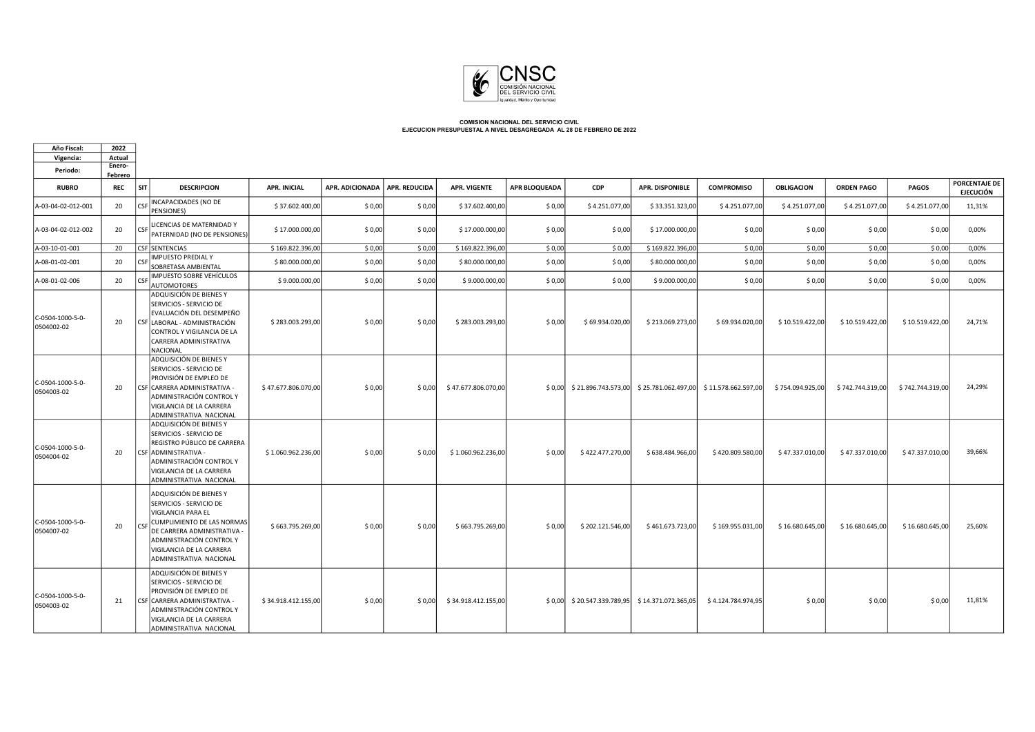**COMISION NACIONAL DEL SERVICIO CIVIL**
**EJECUCION PRESUPUESTAL A NIVEL DESAGREGADA AL 28 DE FEBRERO DE 2022**

| Año Fiscal: | 2022 |
|---|---|
| Vigencia: | Actual |
| Periodo: | Enero-Febrero |

| RUBRO | REC | SIT | DESCRIPCION | APR. INICIAL | APR. ADICIONADA | APR. REDUCIDA | APR. VIGENTE | APR BLOQUEADA | CDP | APR. DISPONIBLE | COMPROMISO | OBLIGACION | ORDEN PAGO | PAGOS | PORCENTAJE DE EJECUCIÓN |
|---|---|---|---|---|---|---|---|---|---|---|---|---|---|---|---|
| A-03-04-02-012-001 | 20 | CSF | INCAPACIDADES (NO DE PENSIONES) | $ 37.602.400,00 | $ 0,00 | $ 0,00 | $ 37.602.400,00 | $ 0,00 | $ 4.251.077,00 | $ 33.351.323,00 | $ 4.251.077,00 | $ 4.251.077,00 | $ 4.251.077,00 | $ 4.251.077,00 | 11,31% |
| A-03-04-02-012-002 | 20 | CSF | LICENCIAS DE MATERNIDAD Y PATERNIDAD (NO DE PENSIONES) | $ 17.000.000,00 | $ 0,00 | $ 0,00 | $ 17.000.000,00 | $ 0,00 | $ 0,00 | $ 17.000.000,00 | $ 0,00 | $ 0,00 | $ 0,00 | $ 0,00 | 0,00% |
| A-03-10-01-001 | 20 | CSF | SENTENCIAS | $ 169.822.396,00 | $ 0,00 | $ 0,00 | $ 169.822.396,00 | $ 0,00 | $ 0,00 | $ 169.822.396,00 | $ 0,00 | $ 0,00 | $ 0,00 | $ 0,00 | 0,00% |
| A-08-01-02-001 | 20 | CSF | IMPUESTO PREDIAL Y SOBRETASA AMBIENTAL | $ 80.000.000,00 | $ 0,00 | $ 0,00 | $ 80.000.000,00 | $ 0,00 | $ 0,00 | $ 80.000.000,00 | $ 0,00 | $ 0,00 | $ 0,00 | $ 0,00 | 0,00% |
| A-08-01-02-006 | 20 | CSF | IMPUESTO SOBRE VEHÍCULOS AUTOMOTORES | $ 9.000.000,00 | $ 0,00 | $ 0,00 | $ 9.000.000,00 | $ 0,00 | $ 0,00 | $ 9.000.000,00 | $ 0,00 | $ 0,00 | $ 0,00 | $ 0,00 | 0,00% |
| C-0504-1000-5-0-0504002-02 | 20 | CSF | ADQUISICIÓN DE BIENES Y SERVICIOS - SERVICIO DE EVALUACIÓN DEL DESEMPEÑO LABORAL - ADMINISTRACIÓN CONTROL Y VIGILANCIA DE LA CARRERA ADMINISTRATIVA NACIONAL | $ 283.003.293,00 | $ 0,00 | $ 0,00 | $ 283.003.293,00 | $ 0,00 | $ 69.934.020,00 | $ 213.069.273,00 | $ 69.934.020,00 | $ 10.519.422,00 | $ 10.519.422,00 | $ 10.519.422,00 | 24,71% |
| C-0504-1000-5-0-0504003-02 | 20 | CSF | ADQUISICIÓN DE BIENES Y SERVICIOS - SERVICIO DE PROVISIÓN DE EMPLEO DE CARRERA ADMINISTRATIVA - ADMINISTRACIÓN CONTROL Y VIGILANCIA DE LA CARRERA ADMINISTRATIVA NACIONAL | $ 47.677.806.070,00 | $ 0,00 | $ 0,00 | $ 47.677.806.070,00 | $ 0,00 | $ 21.896.743.573,00 | $ 25.781.062.497,00 | $ 11.578.662.597,00 | $ 754.094.925,00 | $ 742.744.319,00 | $ 742.744.319,00 | 24,29% |
| C-0504-1000-5-0-0504004-02 | 20 | CSF | ADQUISICIÓN DE BIENES Y SERVICIOS - SERVICIO DE REGISTRO PÚBLICO DE CARRERA ADMINISTRATIVA - ADMINISTRACIÓN CONTROL Y VIGILANCIA DE LA CARRERA ADMINISTRATIVA NACIONAL | $ 1.060.962.236,00 | $ 0,00 | $ 0,00 | $ 1.060.962.236,00 | $ 0,00 | $ 422.477.270,00 | $ 638.484.966,00 | $ 420.809.580,00 | $ 47.337.010,00 | $ 47.337.010,00 | $ 47.337.010,00 | 39,66% |
| C-0504-1000-5-0-0504007-02 | 20 | CSF | ADQUISICIÓN DE BIENES Y SERVICIOS - SERVICIO DE VIGILANCIA PARA EL CUMPLIMIENTO DE LAS NORMAS DE CARRERA ADMINISTRATIVA - ADMINISTRACIÓN CONTROL Y VIGILANCIA DE LA CARRERA ADMINISTRATIVA NACIONAL | $ 663.795.269,00 | $ 0,00 | $ 0,00 | $ 663.795.269,00 | $ 0,00 | $ 202.121.546,00 | $ 461.673.723,00 | $ 169.955.031,00 | $ 16.680.645,00 | $ 16.680.645,00 | $ 16.680.645,00 | 25,60% |
| C-0504-1000-5-0-0504003-02 | 21 | CSF | ADQUISICIÓN DE BIENES Y SERVICIOS - SERVICIO DE PROVISIÓN DE EMPLEO DE CARRERA ADMINISTRATIVA - ADMINISTRACIÓN CONTROL Y VIGILANCIA DE LA CARRERA ADMINISTRATIVA NACIONAL | $ 34.918.412.155,00 | $ 0,00 | $ 0,00 | $ 34.918.412.155,00 | $ 0,00 | $ 20.547.339.789,95 | $ 14.371.072.365,05 | $ 4.124.784.974,95 | $ 0,00 | $ 0,00 | $ 0,00 | 11,81% |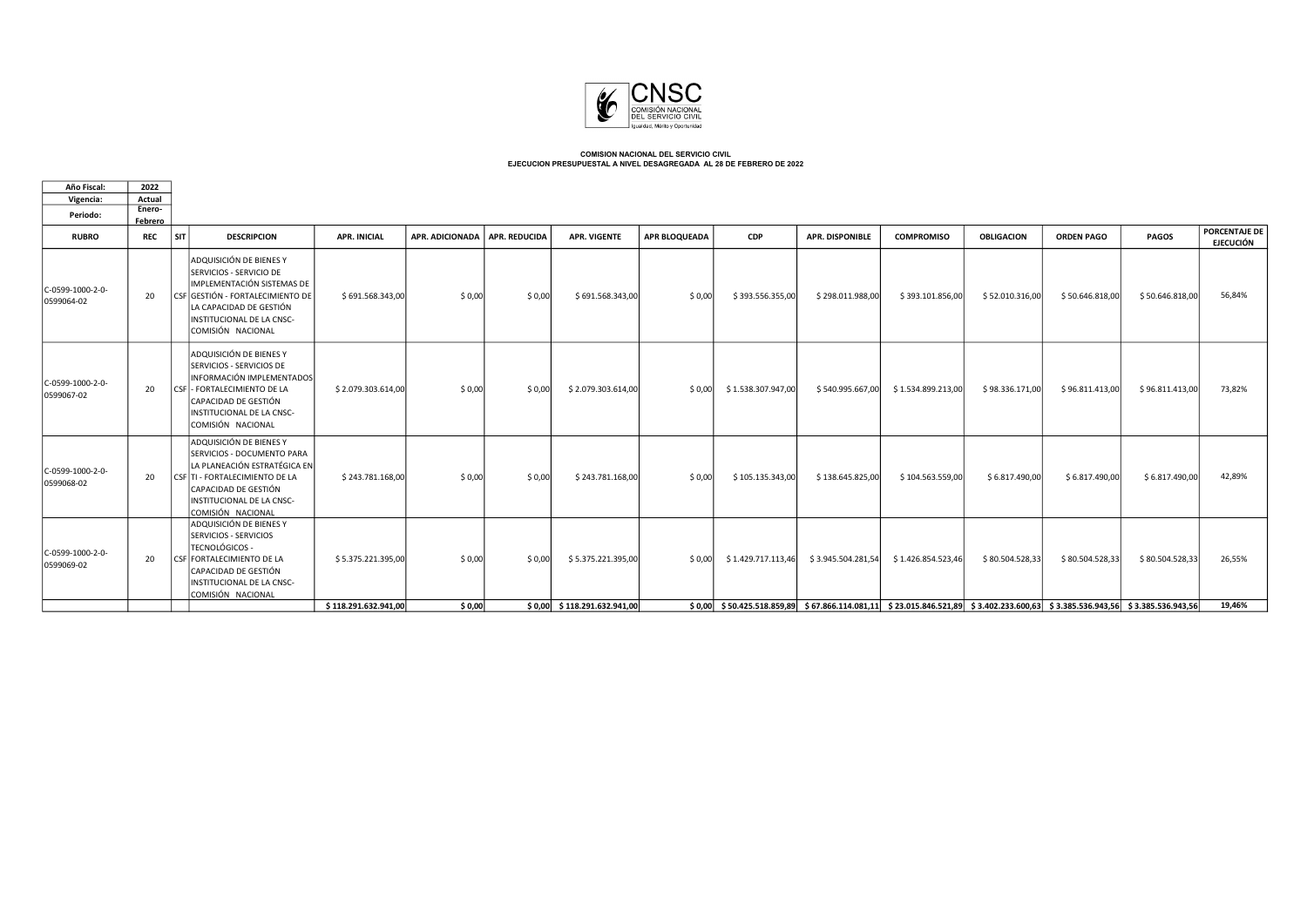**COMISION NACIONAL DEL SERVICIO CIVIL**
**EJECUCION PRESUPUESTAL A NIVEL DESAGREGADA AL 28 DE FEBRERO DE 2022**

| | |
|---|---|
| **Año Fiscal:** | **2022** |
| **Vigencia:** | **Actual** |
| **Periodo:** | **Enero-Febrero** |

| RUBRO | REC | SIT | DESCRIPCION | APR. INICIAL | APR. ADICIONADA | APR. REDUCIDA | APR. VIGENTE | APR BLOQUEADA | CDP | APR. DISPONIBLE | COMPROMISO | OBLIGACION | ORDEN PAGO | PAGOS | PORCENTAJE DE EJECUCIÓN |
|---|---|---|---|---|---|---|---|---|---|---|---|---|---|---|---|
| C-0599-1000-2-0-0599064-02 | 20 | CSF | ADQUISICIÓN DE BIENES Y SERVICIOS - SERVICIO DE IMPLEMENTACIÓN SISTEMAS DE GESTIÓN - FORTALECIMIENTO DE LA CAPACIDAD DE GESTIÓN INSTITUCIONAL DE LA CNSC- COMISIÓN NACIONAL | $ 691.568.343,00 | $ 0,00 | $ 0,00 | $ 691.568.343,00 | $ 0,00 | $ 393.556.355,00 | $ 298.011.988,00 | $ 393.101.856,00 | $ 52.010.316,00 | $ 50.646.818,00 | $ 50.646.818,00 | 56,84% |
| C-0599-1000-2-0-0599067-02 | 20 | CSF | ADQUISICIÓN DE BIENES Y SERVICIOS - SERVICIOS DE INFORMACIÓN IMPLEMENTADOS - FORTALECIMIENTO DE LA CAPACIDAD DE GESTIÓN INSTITUCIONAL DE LA CNSC- COMISIÓN NACIONAL | $ 2.079.303.614,00 | $ 0,00 | $ 0,00 | $ 2.079.303.614,00 | $ 0,00 | $ 1.538.307.947,00 | $ 540.995.667,00 | $ 1.534.899.213,00 | $ 98.336.171,00 | $ 96.811.413,00 | $ 96.811.413,00 | 73,82% |
| C-0599-1000-2-0-0599068-02 | 20 | CSF | ADQUISICIÓN DE BIENES Y SERVICIOS - DOCUMENTO PARA LA PLANEACIÓN ESTRATÉGICA EN TI - FORTALECIMIENTO DE LA CAPACIDAD DE GESTIÓN INSTITUCIONAL DE LA CNSC- COMISIÓN NACIONAL | $ 243.781.168,00 | $ 0,00 | $ 0,00 | $ 243.781.168,00 | $ 0,00 | $ 105.135.343,00 | $ 138.645.825,00 | $ 104.563.559,00 | $ 6.817.490,00 | $ 6.817.490,00 | $ 6.817.490,00 | 42,89% |
| C-0599-1000-2-0-0599069-02 | 20 | CSF | ADQUISICIÓN DE BIENES Y SERVICIOS - SERVICIOS TECNOLÓGICOS - FORTALECIMIENTO DE LA CAPACIDAD DE GESTIÓN INSTITUCIONAL DE LA CNSC- COMISIÓN NACIONAL | $ 5.375.221.395,00 | $ 0,00 | $ 0,00 | $ 5.375.221.395,00 | $ 0,00 | $ 1.429.717.113,46 | $ 3.945.504.281,54 | $ 1.426.854.523,46 | $ 80.504.528,33 | $ 80.504.528,33 | $ 80.504.528,33 | 26,55% |
| | | | | **$ 118.291.632.941,00** | **$ 0,00** | **$ 0,00** | **$ 118.291.632.941,00** | **$ 0,00** | **$ 50.425.518.859,89** | **$ 67.866.114.081,11** | **$ 23.015.846.521,89** | **$ 3.402.233.600,63** | **$ 3.385.536.943,56** | **$ 3.385.536.943,56** | **19,46%** |